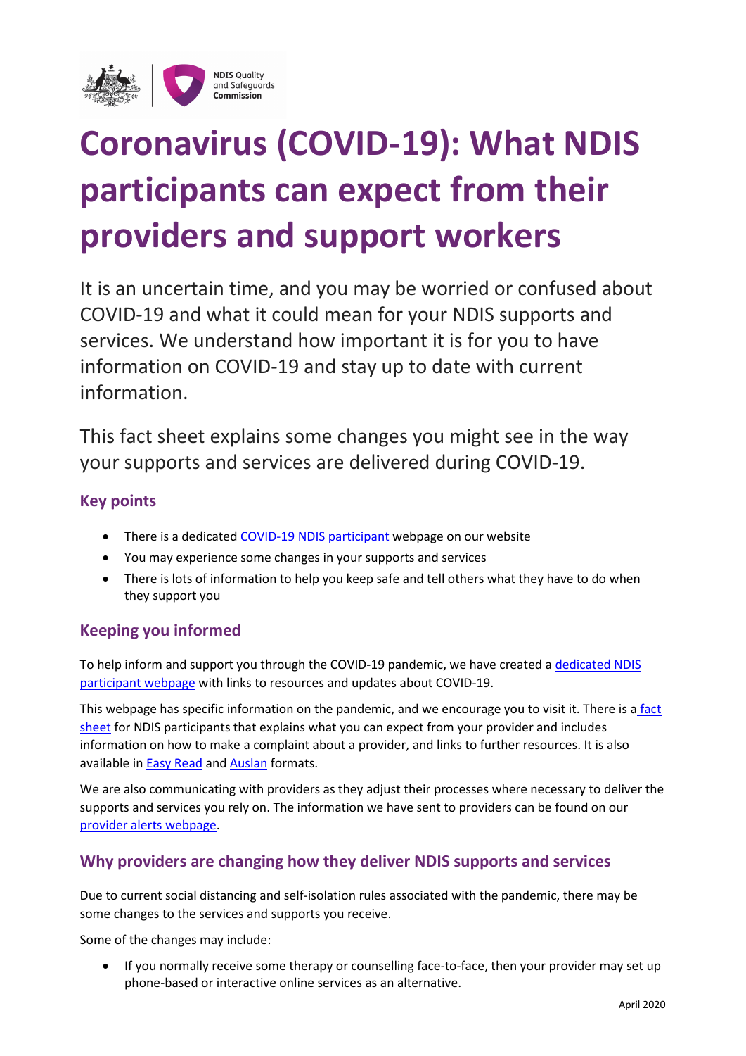# Coronavirus (COVID-19): What NDIS participants can expect from their providers and support workers

It is an uncertain time, and you may be worried or confused about COVID-19 and what it could mean for your NDIS supports and services. We understand how important it is for you to have information on COVID-19 and stay up to date with current information.

This fact sheet explains some changes you might see in the way your supports and services are delivered during COVID-19.

## Key points

- There is a dedicated COVID-19 NDIS participant webpage on our website
- You may experience some changes in your supports and services
- There is lots of information to help you keep safe and tell others what they have to do when they support you

## Keeping you informed

To help inform and support you through the COVID-19 pandemic, we have created a dedicated NDIS participant webpage with links to resources and updates about COVID-19.

This webpage has specific information on the pandemic, and we encourage you to visit it. There is a fact sheet for NDIS participants that explains what you can expect from your provider and includes information on how to make a complaint about a provider, and links to further resources. It is also available in Easy Read and Auslan formats.

We are also communicating with providers as they adjust their processes where necessary to deliver the supports and services you rely on. The information we have sent to providers can be found on our provider alerts webpage.

## Why providers are changing how they deliver NDIS supports and services

Due to current social distancing and self-isolation rules associated with the pandemic, there may be some changes to the services and supports you receive.

Some of the changes may include:

- If you normally receive some therapy or counselling face-to-face, then your provider may set up phone-based or interactive online services as an alternative.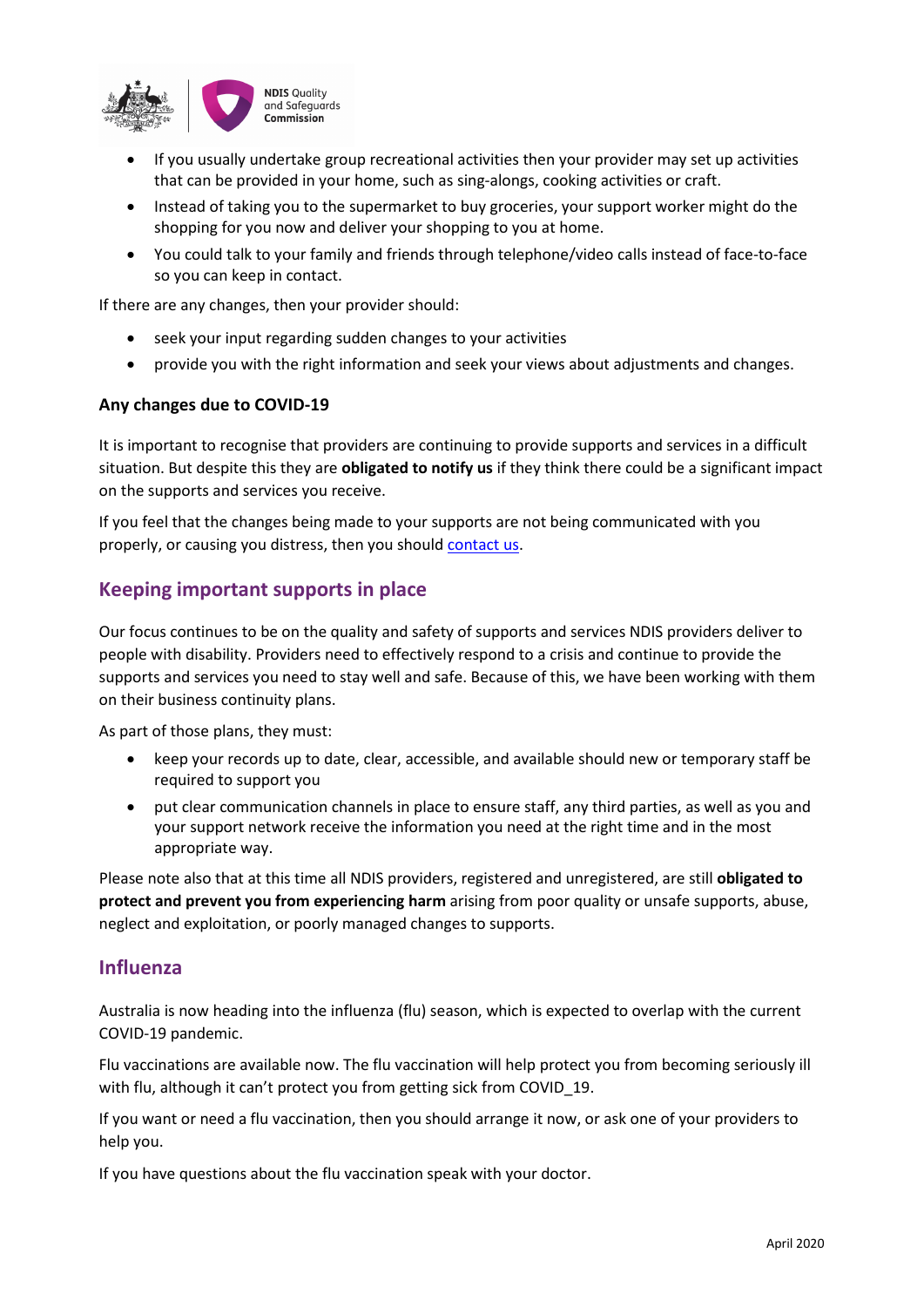- If you usually undertake group recreational activities then your provider may set up activities that can be provided in your home, such as sing-alongs, cooking activities or craft.
- Instead of taking you to the supermarket to buy groceries, your support worker might do the shopping for you now and deliver your shopping to you at home.
- You could talk to your family and friends through telephone/video calls instead of face-to-face so you can keep in contact.

If there are any changes, then your provider should:

- seek your input regarding sudden changes to your activities
- provide you with the right information and seek your views about adjustments and changes.

### Any changes due to COVID-19

It is important to recognise that providers are continuing to provide supports and services in a difficult situation. But despite this they are **obligated to notify us** if they think there could be a significant impact on the supports and services you receive.

If you feel that the changes being made to your supports are not being communicated with you properly, or causing you distress, then you should contact us.

## Keeping important supports in place

Our focus continues to be on the quality and safety of supports and services NDIS providers deliver to people with disability. Providers need to effectively respond to a crisis and continue to provide the supports and services you need to stay well and safe. Because of this, we have been working with them on their business continuity plans.

As part of those plans, they must:

- keep your records up to date, clear, accessible, and available should new or temporary staff be required to support you
- put clear communication channels in place to ensure staff, any third parties, as well as you and your support network receive the information you need at the right time and in the most appropriate way.

Please note also that at this time all NDIS providers, registered and unregistered, are still **obligated to protect and prevent you from experiencing harm** arising from poor quality or unsafe supports, abuse, neglect and exploitation, or poorly managed changes to supports.

## Influenza

Australia is now heading into the influenza (flu) season, which is expected to overlap with the current COVID-19 pandemic.

Flu vaccinations are available now. The flu vaccination will help protect you from becoming seriously ill with flu, although it can't protect you from getting sick from COVID_19.

If you want or need a flu vaccination, then you should arrange it now, or ask one of your providers to help you.

If you have questions about the flu vaccination speak with your doctor.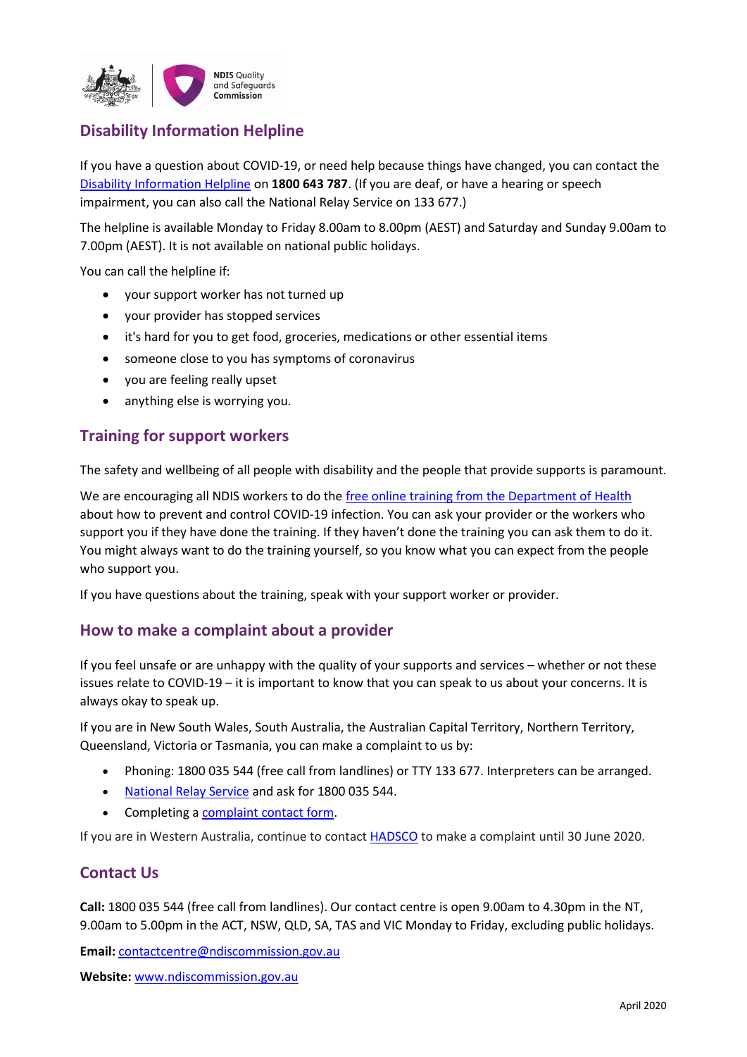## Disability Information Helpline

If you have a question about COVID-19, or need help because things have changed, you can contact the Disability Information Helpline on **1800 643 787**. (If you are deaf, or have a hearing or speech impairment, you can also call the National Relay Service on 133 677.)

The helpline is available Monday to Friday 8.00am to 8.00pm (AEST) and Saturday and Sunday 9.00am to 7.00pm (AEST). It is not available on national public holidays.

You can call the helpline if:

- your support worker has not turned up
- your provider has stopped services
- it's hard for you to get food, groceries, medications or other essential items
- someone close to you has symptoms of coronavirus
- you are feeling really upset
- anything else is worrying you.

## Training for support workers

The safety and wellbeing of all people with disability and the people that provide supports is paramount.

We are encouraging all NDIS workers to do the free online training from the Department of Health about how to prevent and control COVID-19 infection. You can ask your provider or the workers who support you if they have done the training. If they haven't done the training you can ask them to do it. You might always want to do the training yourself, so you know what you can expect from the people who support you.

If you have questions about the training, speak with your support worker or provider.

## How to make a complaint about a provider

If you feel unsafe or are unhappy with the quality of your supports and services – whether or not these issues relate to COVID-19 – it is important to know that you can speak to us about your concerns. It is always okay to speak up.

If you are in New South Wales, South Australia, the Australian Capital Territory, Northern Territory, Queensland, Victoria or Tasmania, you can make a complaint to us by:

- Phoning: 1800 035 544 (free call from landlines) or TTY 133 677. Interpreters can be arranged.
- National Relay Service and ask for 1800 035 544.
- Completing a complaint contact form.

If you are in Western Australia, continue to contact HADSCO to make a complaint until 30 June 2020.

## Contact Us

**Call:** 1800 035 544 (free call from landlines). Our contact centre is open 9.00am to 4.30pm in the NT, 9.00am to 5.00pm in the ACT, NSW, QLD, SA, TAS and VIC Monday to Friday, excluding public holidays.

**Email:** contactcentre@ndiscommission.gov.au

**Website:** www.ndiscommission.gov.au

April 2020